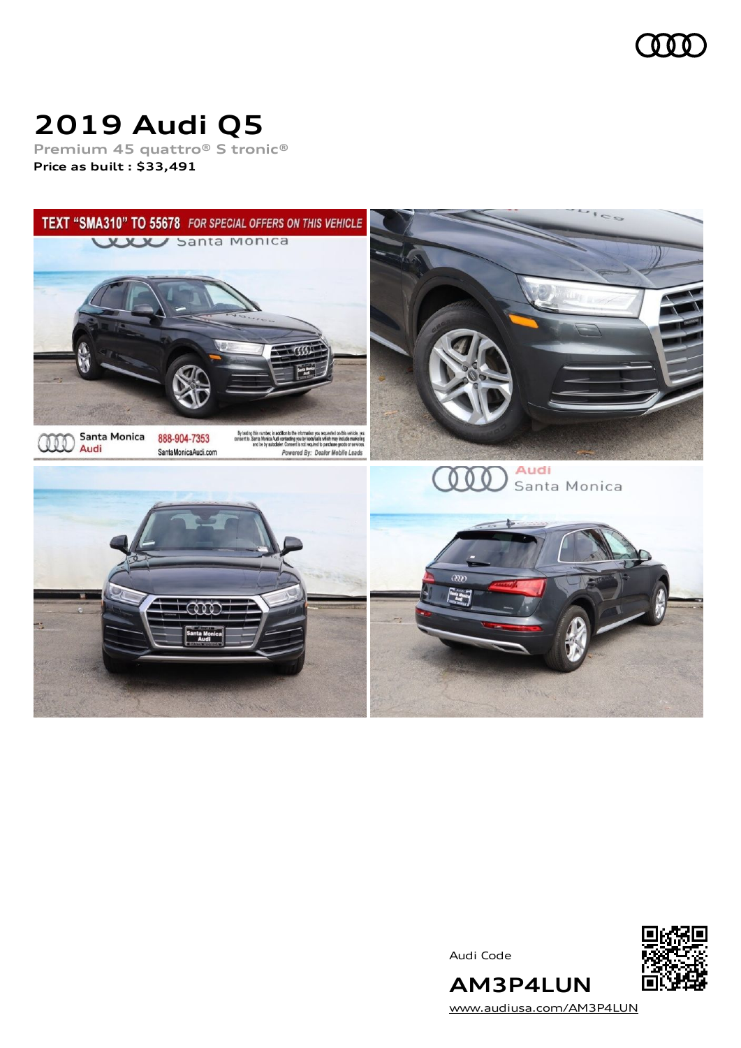# 2019 Audi Q5

Premium 45 quattro® S tronic®

**Price as built : $33,491**

Audi Code

**AM3P4LUN**

www.audiusa.com/AM3P4LUN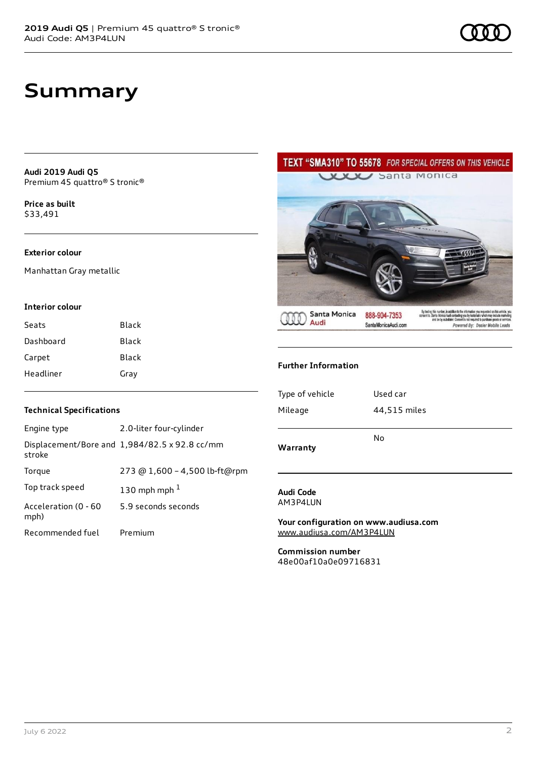# Summary

**Audi 2019 Audi Q5**
Premium 45 quattro® S tronic®

**Price as built**
$33,491

### Exterior colour

Manhattan Gray metallic

### Interior colour

| | |
|---|---|
| Seats | Black |
| Dashboard | Black |
| Carpet | Black |
| Headliner | Gray |

### Technical Specifications

| | |
|---|---|
| Engine type | 2.0-liter four-cylinder |
| Displacement/Bore and stroke | 1,984/82.5 x 92.8 cc/mm |
| Torque | 273 @ 1,600 – 4,500 lb-ft@rpm |
| Top track speed | 130 mph mph [1] |
| Acceleration (0 - 60 mph) | 5.9 seconds seconds |
| Recommended fuel | Premium |

### Further Information

| | |
|---|---|
| Type of vehicle | Used car |
| Mileage | 44,515 miles |
| **Warranty** | No |

**Audi Code**
AM3P4LUN

**Your configuration on www.audiusa.com**
www.audiusa.com/AM3P4LUN

**Commission number**
48e00af10a0e09716831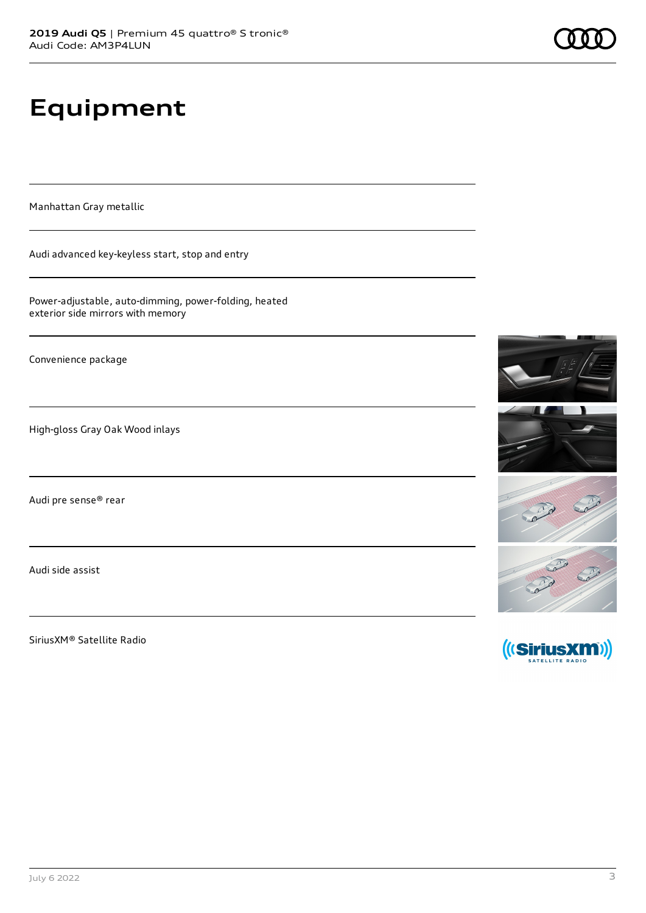# Equipment

Manhattan Gray metallic

Audi advanced key-keyless start, stop and entry

Power-adjustable, auto-dimming, power-folding, heated exterior side mirrors with memory

Convenience package

High-gloss Gray Oak Wood inlays

Audi pre sense® rear

Audi side assist

SiriusXM® Satellite Radio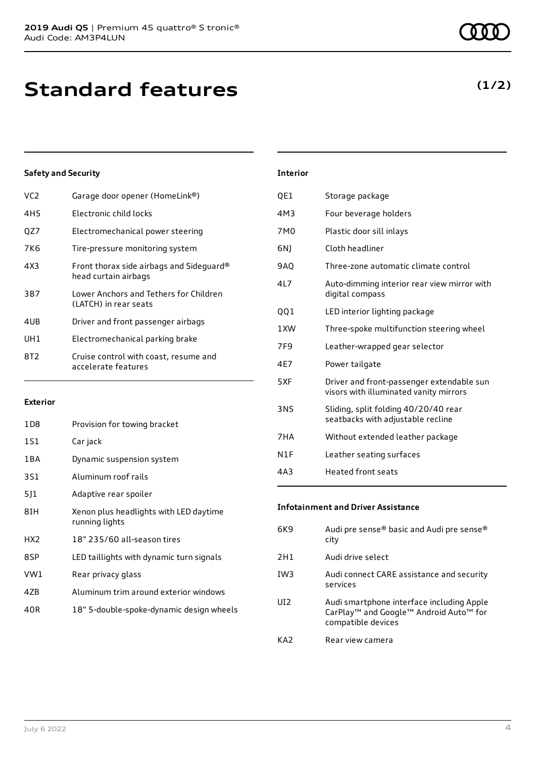# Standard features

(1/2)

### Safety and Security

| | |
|---|---|
| VC2 | Garage door opener (HomeLink®) |
| 4H5 | Electronic child locks |
| QZ7 | Electromechanical power steering |
| 7K6 | Tire-pressure monitoring system |
| 4X3 | Front thorax side airbags and Sideguard® head curtain airbags |
| 3B7 | Lower Anchors and Tethers for Children (LATCH) in rear seats |
| 4UB | Driver and front passenger airbags |
| UH1 | Electromechanical parking brake |
| 8T2 | Cruise control with coast, resume and accelerate features |

### Exterior

| | |
|---|---|
| 1D8 | Provision for towing bracket |
| 1S1 | Car jack |
| 1BA | Dynamic suspension system |
| 3S1 | Aluminum roof rails |
| 5J1 | Adaptive rear spoiler |
| 8IH | Xenon plus headlights with LED daytime running lights |
| HX2 | 18" 235/60 all-season tires |
| 8SP | LED taillights with dynamic turn signals |
| VW1 | Rear privacy glass |
| 4ZB | Aluminum trim around exterior windows |
| 40R | 18" 5-double-spoke-dynamic design wheels |

### Interior

| | |
|---|---|
| QE1 | Storage package |
| 4M3 | Four beverage holders |
| 7M0 | Plastic door sill inlays |
| 6NJ | Cloth headliner |
| 9AQ | Three-zone automatic climate control |
| 4L7 | Auto-dimming interior rear view mirror with digital compass |
| QQ1 | LED interior lighting package |
| 1XW | Three-spoke multifunction steering wheel |
| 7F9 | Leather-wrapped gear selector |
| 4E7 | Power tailgate |
| 5XF | Driver and front-passenger extendable sun visors with illuminated vanity mirrors |
| 3NS | Sliding, split folding 40/20/40 rear seatbacks with adjustable recline |
| 7HA | Without extended leather package |
| N1F | Leather seating surfaces |
| 4A3 | Heated front seats |

### Infotainment and Driver Assistance

| | |
|---|---|
| 6K9 | Audi pre sense® basic and Audi pre sense® city |
| 2H1 | Audi drive select |
| IW3 | Audi connect CARE assistance and security services |
| UI2 | Audi smartphone interface including Apple CarPlay™ and Google™ Android Auto™ for compatible devices |
| KA2 | Rear view camera |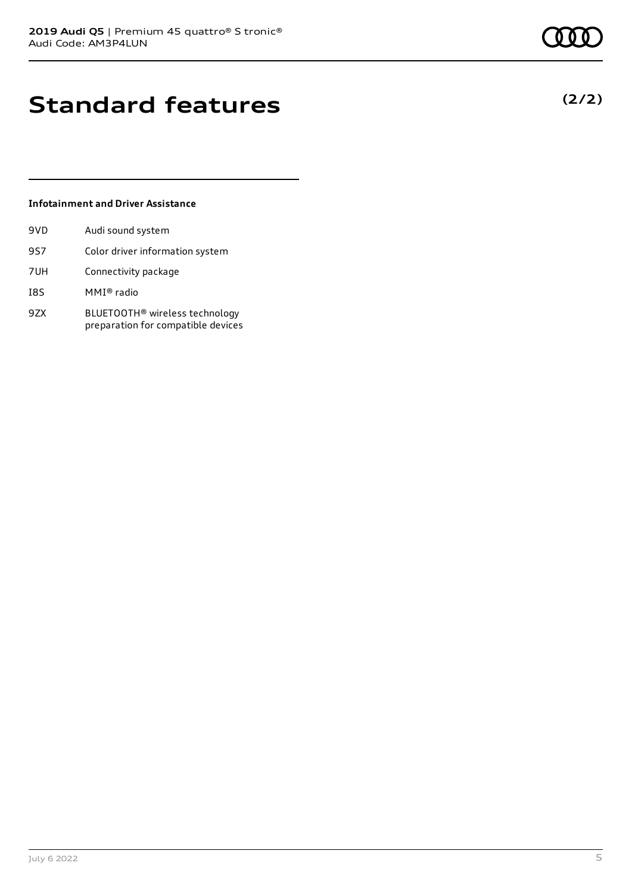# Standard features

**(2/2)**

### Infotainment and Driver Assistance

| | |
|---|---|
| 9VD | Audi sound system |
| 9S7 | Color driver information system |
| 7UH | Connectivity package |
| I8S | MMI® radio |
| 9ZX | BLUETOOTH® wireless technology preparation for compatible devices |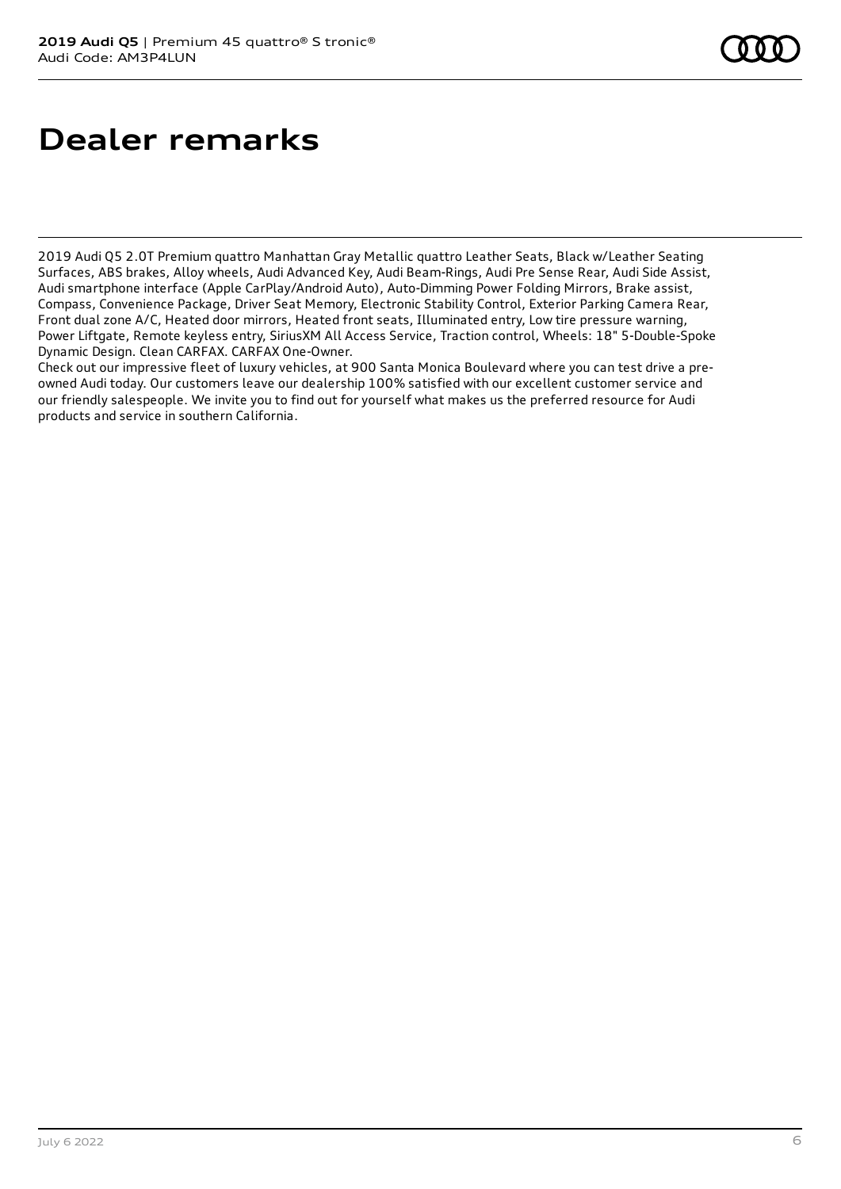# Dealer remarks

2019 Audi Q5 2.0T Premium quattro Manhattan Gray Metallic quattro Leather Seats, Black w/Leather Seating Surfaces, ABS brakes, Alloy wheels, Audi Advanced Key, Audi Beam-Rings, Audi Pre Sense Rear, Audi Side Assist, Audi smartphone interface (Apple CarPlay/Android Auto), Auto-Dimming Power Folding Mirrors, Brake assist, Compass, Convenience Package, Driver Seat Memory, Electronic Stability Control, Exterior Parking Camera Rear, Front dual zone A/C, Heated door mirrors, Heated front seats, Illuminated entry, Low tire pressure warning, Power Liftgate, Remote keyless entry, SiriusXM All Access Service, Traction control, Wheels: 18" 5-Double-Spoke Dynamic Design. Clean CARFAX. CARFAX One-Owner.
Check out our impressive fleet of luxury vehicles, at 900 Santa Monica Boulevard where you can test drive a pre-owned Audi today. Our customers leave our dealership 100% satisfied with our excellent customer service and our friendly salespeople. We invite you to find out for yourself what makes us the preferred resource for Audi products and service in southern California.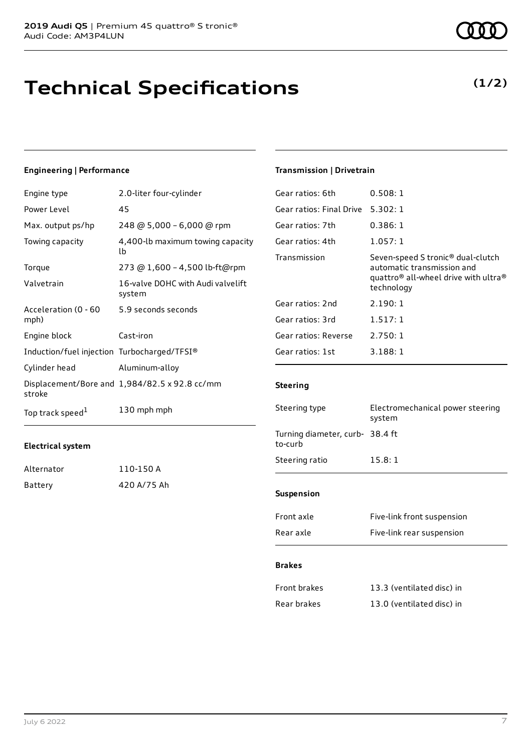# Technical Specifications

**(1/2)**

#### Engineering | Performance

| | |
|---|---|
| Engine type | 2.0-liter four-cylinder |
| Power Level | 45 |
| Max. output ps/hp | 248 @ 5,000 – 6,000 @ rpm |
| Towing capacity | 4,400-lb maximum towing capacity lb |
| Torque | 273 @ 1,600 – 4,500 lb-ft@rpm |
| Valvetrain | 16-valve DOHC with Audi valvelift system |
| Acceleration (0 - 60 mph) | 5.9 seconds seconds |
| Engine block | Cast-iron |
| Induction/fuel injection | Turbocharged/TFSI® |
| Cylinder head | Aluminum-alloy |
| Displacement/Bore and stroke | 1,984/82.5 x 92.8 cc/mm |
| Top track speed[1] | 130 mph mph |

#### Electrical system

| | |
|---|---|
| Alternator | 110-150 A |
| Battery | 420 A/75 Ah |

#### Transmission | Drivetrain

| | |
|---|---|
| Gear ratios: 6th | 0.508: 1 |
| Gear ratios: Final Drive | 5.302: 1 |
| Gear ratios: 7th | 0.386: 1 |
| Gear ratios: 4th | 1.057: 1 |
| Transmission | Seven-speed S tronic® dual-clutch automatic transmission and quattro® all-wheel drive with ultra® technology |
| Gear ratios: 2nd | 2.190: 1 |
| Gear ratios: 3rd | 1.517: 1 |
| Gear ratios: Reverse | 2.750: 1 |
| Gear ratios: 1st | 3.188: 1 |

#### Steering

| | |
|---|---|
| Steering type | Electromechanical power steering system |
| Turning diameter, curb-to-curb | 38.4 ft |
| Steering ratio | 15.8: 1 |

#### Suspension

| | |
|---|---|
| Front axle | Five-link front suspension |
| Rear axle | Five-link rear suspension |

#### Brakes

| | |
|---|---|
| Front brakes | 13.3 (ventilated disc) in |
| Rear brakes | 13.0 (ventilated disc) in |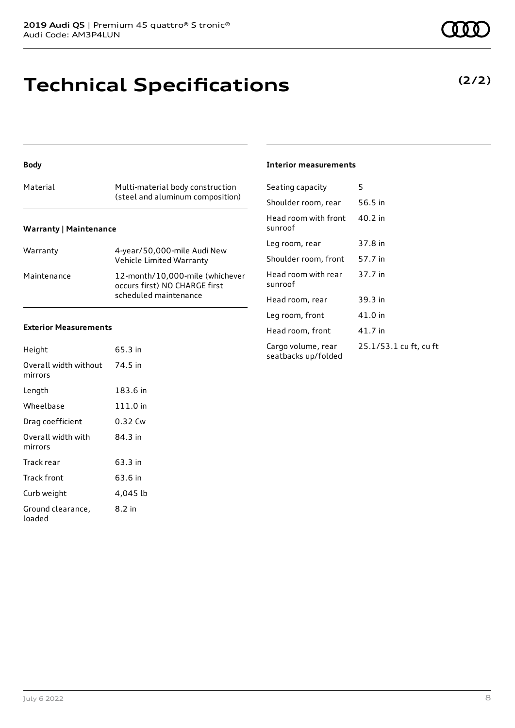# Technical Specifications

**(2/2)**

### Body

| | |
|---|---|
| Material | Multi-material body construction (steel and aluminum composition) |

### Warranty | Maintenance

| | |
|---|---|
| Warranty | 4-year/50,000-mile Audi New Vehicle Limited Warranty |
| Maintenance | 12-month/10,000-mile (whichever occurs first) NO CHARGE first scheduled maintenance |

### Exterior Measurements

| | |
|---|---|
| Height | 65.3 in |
| Overall width without mirrors | 74.5 in |
| Length | 183.6 in |
| Wheelbase | 111.0 in |
| Drag coefficient | 0.32 Cw |
| Overall width with mirrors | 84.3 in |
| Track rear | 63.3 in |
| Track front | 63.6 in |
| Curb weight | 4,045 lb |
| Ground clearance, loaded | 8.2 in |

### Interior measurements

| | |
|---|---|
| Seating capacity | 5 |
| Shoulder room, rear | 56.5 in |
| Head room with front sunroof | 40.2 in |
| Leg room, rear | 37.8 in |
| Shoulder room, front | 57.7 in |
| Head room with rear sunroof | 37.7 in |
| Head room, rear | 39.3 in |
| Leg room, front | 41.0 in |
| Head room, front | 41.7 in |
| Cargo volume, rear seatbacks up/folded | 25.1/53.1 cu ft, cu ft |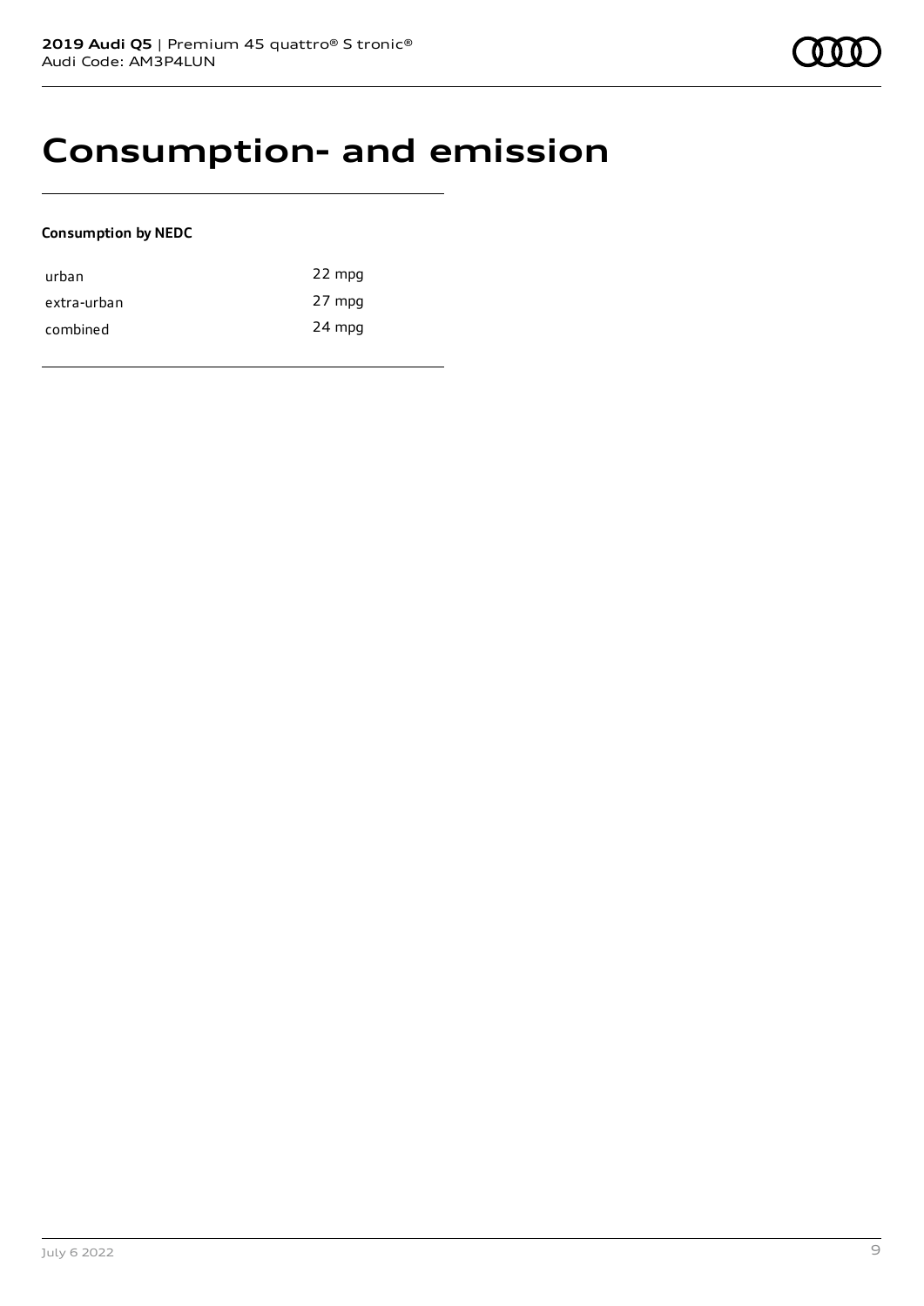# Consumption- and emission

**Consumption by NEDC**

| | |
|---|---|
| urban | 22 mpg |
| extra-urban | 27 mpg |
| combined | 24 mpg |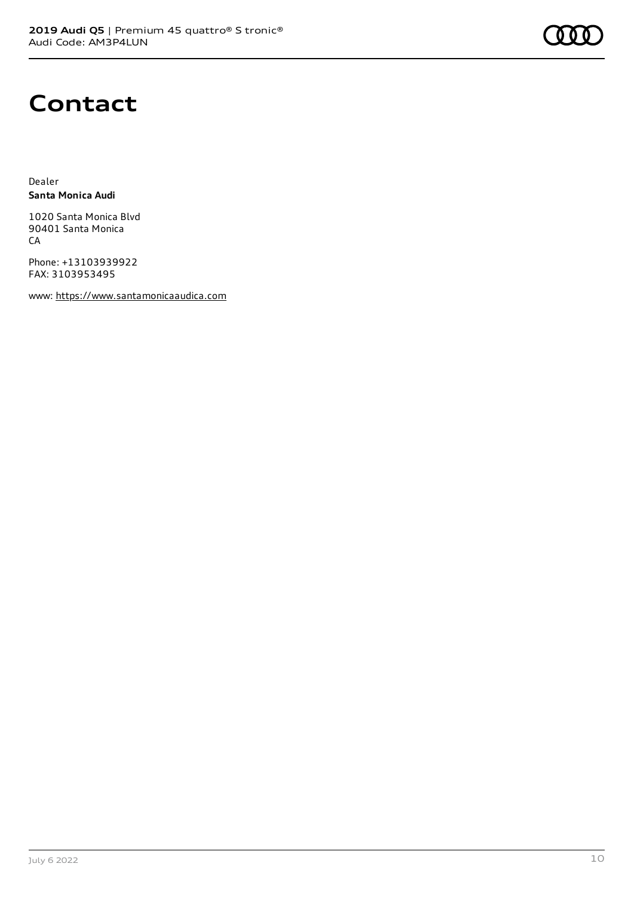# Contact

Dealer
**Santa Monica Audi**

1020 Santa Monica Blvd
90401 Santa Monica
CA

Phone: +13103939922
FAX: 3103953495

www: https://www.santamonicaaudica.com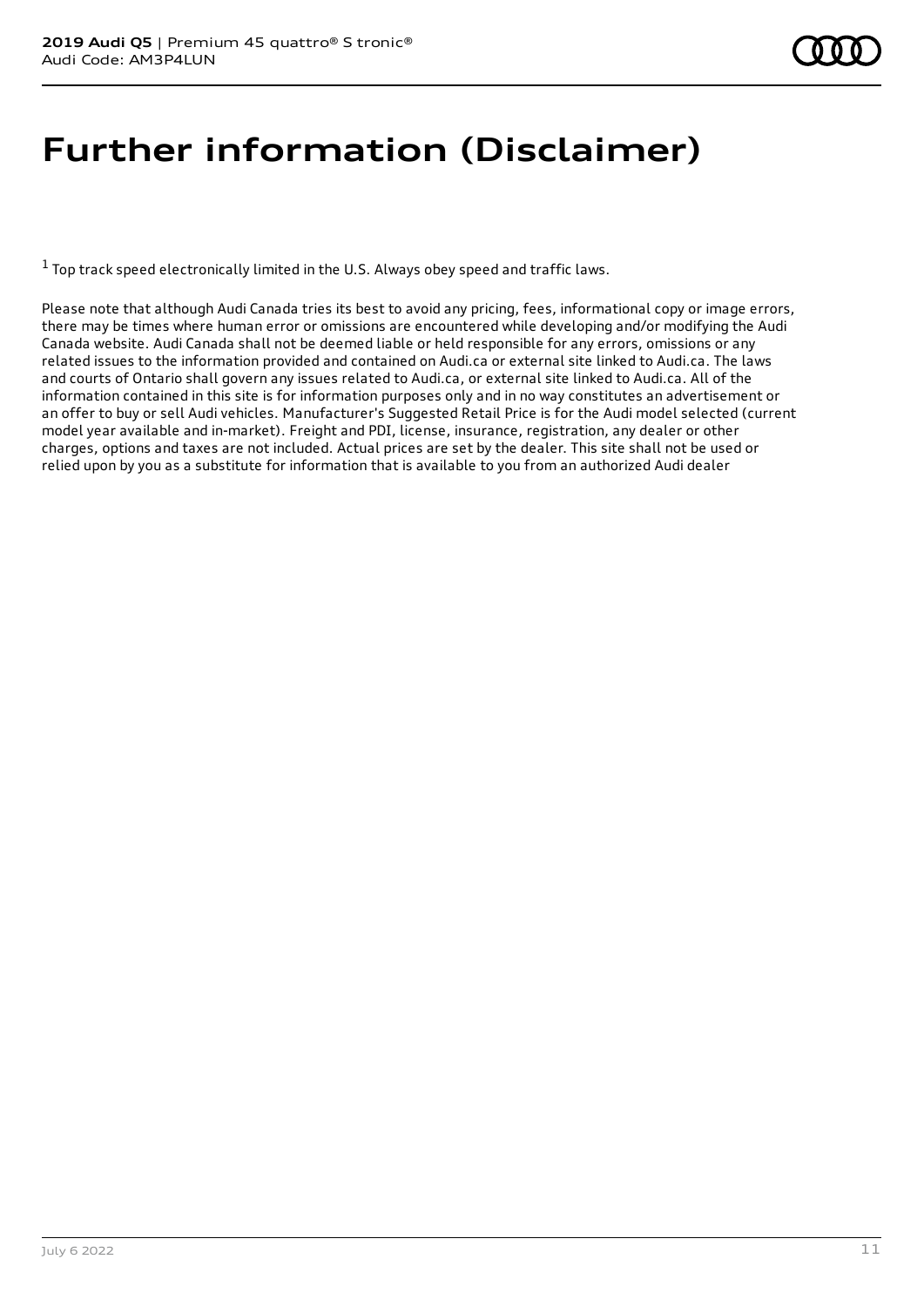# Further information (Disclaimer)

[1] Top track speed electronically limited in the U.S. Always obey speed and traffic laws.

Please note that although Audi Canada tries its best to avoid any pricing, fees, informational copy or image errors, there may be times where human error or omissions are encountered while developing and/or modifying the Audi Canada website. Audi Canada shall not be deemed liable or held responsible for any errors, omissions or any related issues to the information provided and contained on Audi.ca or external site linked to Audi.ca. The laws and courts of Ontario shall govern any issues related to Audi.ca, or external site linked to Audi.ca. All of the information contained in this site is for information purposes only and in no way constitutes an advertisement or an offer to buy or sell Audi vehicles. Manufacturer's Suggested Retail Price is for the Audi model selected (current model year available and in-market). Freight and PDI, license, insurance, registration, any dealer or other charges, options and taxes are not included. Actual prices are set by the dealer. This site shall not be used or relied upon by you as a substitute for information that is available to you from an authorized Audi dealer